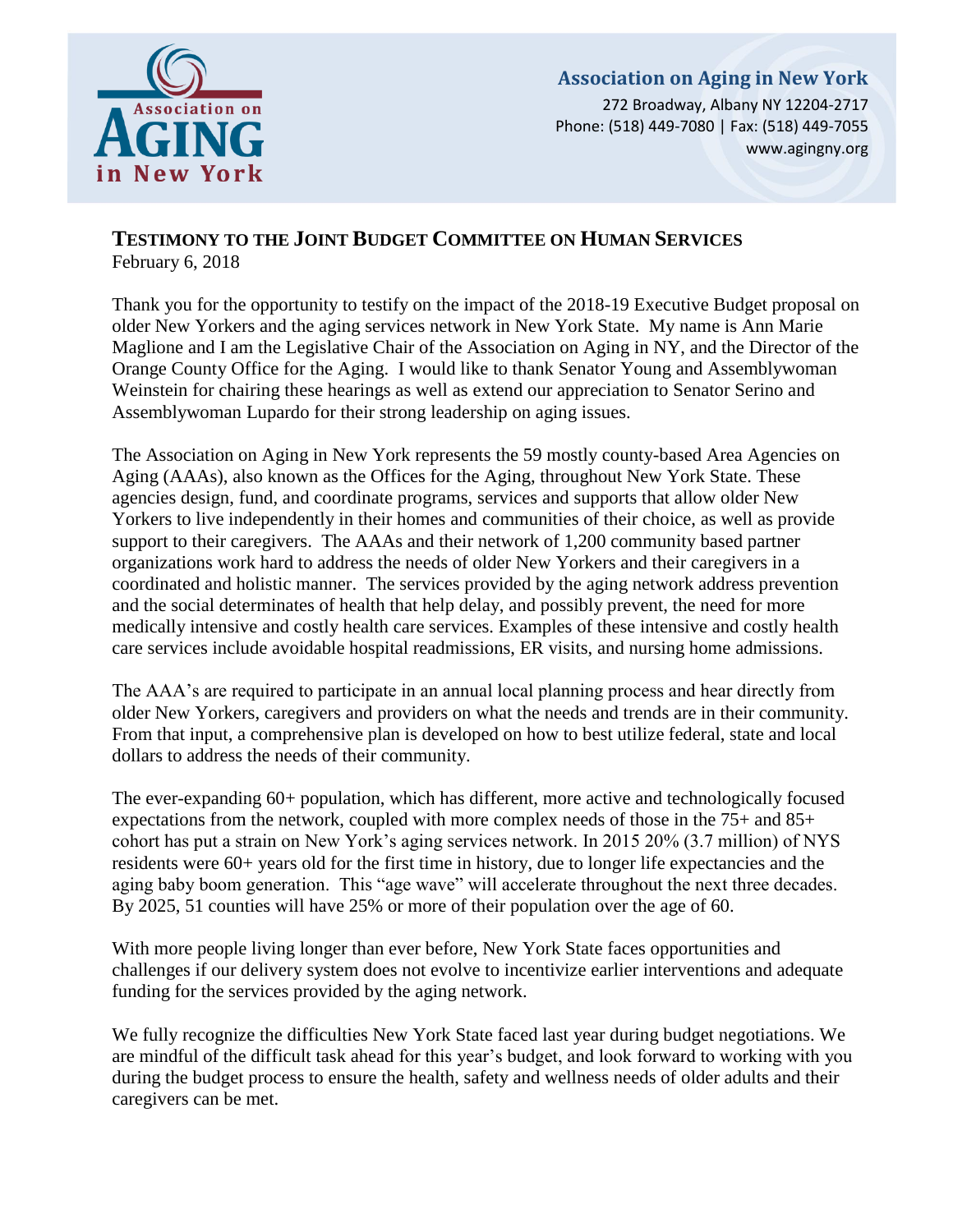**Association on Aging in New York**
272 Broadway, Albany NY 12204-2717
Phone: (518) 449-7080 | Fax: (518) 449-7055
www.agingny.org

## TESTIMONY TO THE JOINT BUDGET COMMITTEE ON HUMAN SERVICES

February 6, 2018

Thank you for the opportunity to testify on the impact of the 2018-19 Executive Budget proposal on older New Yorkers and the aging services network in New York State. My name is Ann Marie Maglione and I am the Legislative Chair of the Association on Aging in NY, and the Director of the Orange County Office for the Aging. I would like to thank Senator Young and Assemblywoman Weinstein for chairing these hearings as well as extend our appreciation to Senator Serino and Assemblywoman Lupardo for their strong leadership on aging issues.

The Association on Aging in New York represents the 59 mostly county-based Area Agencies on Aging (AAAs), also known as the Offices for the Aging, throughout New York State. These agencies design, fund, and coordinate programs, services and supports that allow older New Yorkers to live independently in their homes and communities of their choice, as well as provide support to their caregivers. The AAAs and their network of 1,200 community based partner organizations work hard to address the needs of older New Yorkers and their caregivers in a coordinated and holistic manner. The services provided by the aging network address prevention and the social determinates of health that help delay, and possibly prevent, the need for more medically intensive and costly health care services. Examples of these intensive and costly health care services include avoidable hospital readmissions, ER visits, and nursing home admissions.

The AAA's are required to participate in an annual local planning process and hear directly from older New Yorkers, caregivers and providers on what the needs and trends are in their community. From that input, a comprehensive plan is developed on how to best utilize federal, state and local dollars to address the needs of their community.

The ever-expanding 60+ population, which has different, more active and technologically focused expectations from the network, coupled with more complex needs of those in the 75+ and 85+ cohort has put a strain on New York's aging services network. In 2015 20% (3.7 million) of NYS residents were 60+ years old for the first time in history, due to longer life expectancies and the aging baby boom generation. This "age wave" will accelerate throughout the next three decades. By 2025, 51 counties will have 25% or more of their population over the age of 60.

With more people living longer than ever before, New York State faces opportunities and challenges if our delivery system does not evolve to incentivize earlier interventions and adequate funding for the services provided by the aging network.

We fully recognize the difficulties New York State faced last year during budget negotiations. We are mindful of the difficult task ahead for this year's budget, and look forward to working with you during the budget process to ensure the health, safety and wellness needs of older adults and their caregivers can be met.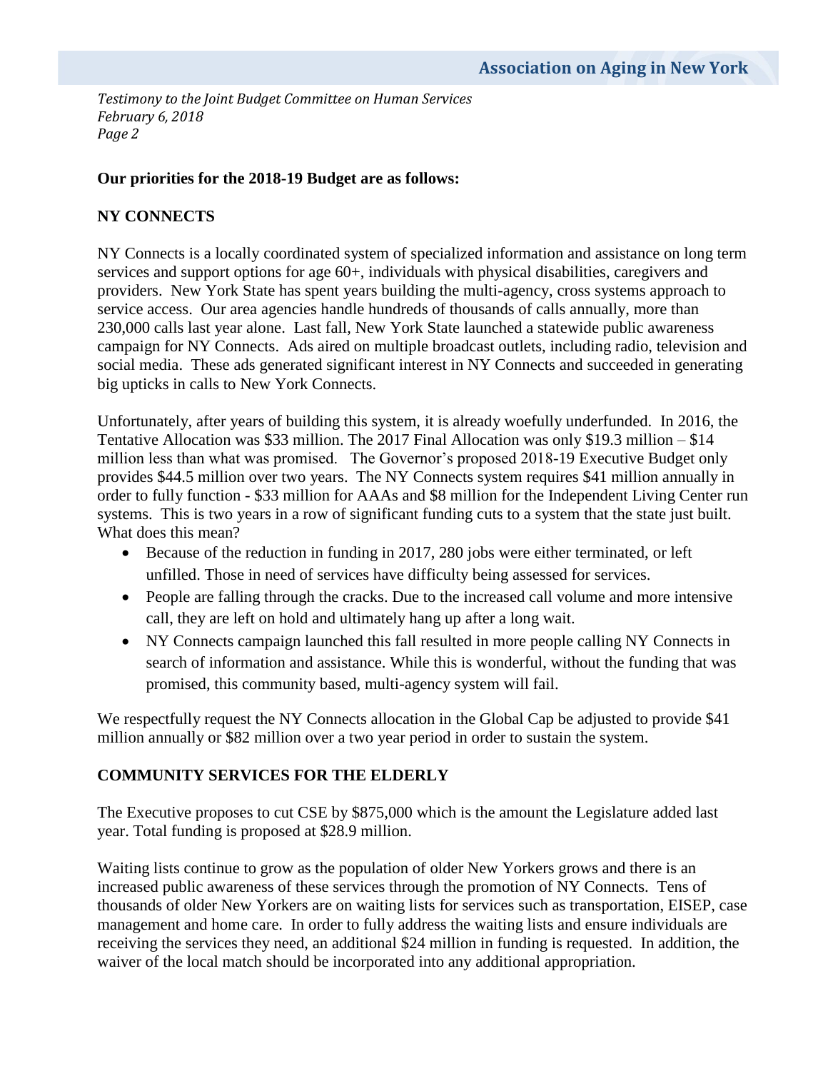**Our priorities for the 2018-19 Budget are as follows:**

**NY CONNECTS**

NY Connects is a locally coordinated system of specialized information and assistance on long term services and support options for age 60+, individuals with physical disabilities, caregivers and providers. New York State has spent years building the multi-agency, cross systems approach to service access. Our area agencies handle hundreds of thousands of calls annually, more than 230,000 calls last year alone. Last fall, New York State launched a statewide public awareness campaign for NY Connects. Ads aired on multiple broadcast outlets, including radio, television and social media. These ads generated significant interest in NY Connects and succeeded in generating big upticks in calls to New York Connects.

Unfortunately, after years of building this system, it is already woefully underfunded. In 2016, the Tentative Allocation was $33 million. The 2017 Final Allocation was only $19.3 million – $14 million less than what was promised. The Governor's proposed 2018-19 Executive Budget only provides $44.5 million over two years. The NY Connects system requires $41 million annually in order to fully function - $33 million for AAAs and $8 million for the Independent Living Center run systems. This is two years in a row of significant funding cuts to a system that the state just built. What does this mean?

- Because of the reduction in funding in 2017, 280 jobs were either terminated, or left unfilled. Those in need of services have difficulty being assessed for services.
- People are falling through the cracks. Due to the increased call volume and more intensive call, they are left on hold and ultimately hang up after a long wait.
- NY Connects campaign launched this fall resulted in more people calling NY Connects in search of information and assistance. While this is wonderful, without the funding that was promised, this community based, multi-agency system will fail.

We respectfully request the NY Connects allocation in the Global Cap be adjusted to provide $41 million annually or $82 million over a two year period in order to sustain the system.

**COMMUNITY SERVICES FOR THE ELDERLY**

The Executive proposes to cut CSE by $875,000 which is the amount the Legislature added last year. Total funding is proposed at $28.9 million.

Waiting lists continue to grow as the population of older New Yorkers grows and there is an increased public awareness of these services through the promotion of NY Connects. Tens of thousands of older New Yorkers are on waiting lists for services such as transportation, EISEP, case management and home care. In order to fully address the waiting lists and ensure individuals are receiving the services they need, an additional $24 million in funding is requested. In addition, the waiver of the local match should be incorporated into any additional appropriation.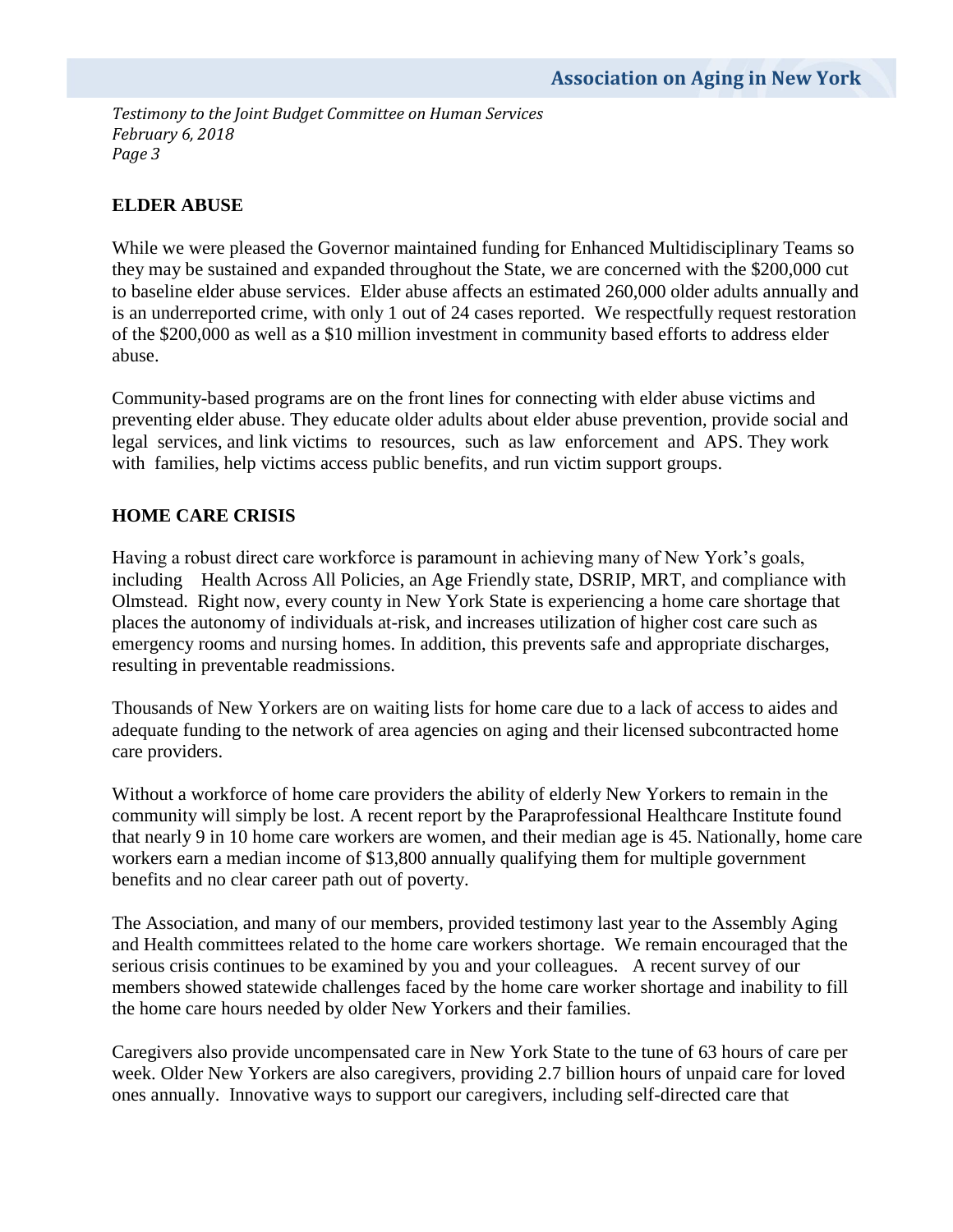## ELDER ABUSE

While we were pleased the Governor maintained funding for Enhanced Multidisciplinary Teams so they may be sustained and expanded throughout the State, we are concerned with the $200,000 cut to baseline elder abuse services. Elder abuse affects an estimated 260,000 older adults annually and is an underreported crime, with only 1 out of 24 cases reported. We respectfully request restoration of the $200,000 as well as a $10 million investment in community based efforts to address elder abuse.

Community-based programs are on the front lines for connecting with elder abuse victims and preventing elder abuse. They educate older adults about elder abuse prevention, provide social and legal services, and link victims to resources, such as law enforcement and APS. They work with families, help victims access public benefits, and run victim support groups.

## HOME CARE CRISIS

Having a robust direct care workforce is paramount in achieving many of New York's goals, including Health Across All Policies, an Age Friendly state, DSRIP, MRT, and compliance with Olmstead. Right now, every county in New York State is experiencing a home care shortage that places the autonomy of individuals at-risk, and increases utilization of higher cost care such as emergency rooms and nursing homes. In addition, this prevents safe and appropriate discharges, resulting in preventable readmissions.

Thousands of New Yorkers are on waiting lists for home care due to a lack of access to aides and adequate funding to the network of area agencies on aging and their licensed subcontracted home care providers.

Without a workforce of home care providers the ability of elderly New Yorkers to remain in the community will simply be lost. A recent report by the Paraprofessional Healthcare Institute found that nearly 9 in 10 home care workers are women, and their median age is 45. Nationally, home care workers earn a median income of $13,800 annually qualifying them for multiple government benefits and no clear career path out of poverty.

The Association, and many of our members, provided testimony last year to the Assembly Aging and Health committees related to the home care workers shortage. We remain encouraged that the serious crisis continues to be examined by you and your colleagues. A recent survey of our members showed statewide challenges faced by the home care worker shortage and inability to fill the home care hours needed by older New Yorkers and their families.

Caregivers also provide uncompensated care in New York State to the tune of 63 hours of care per week. Older New Yorkers are also caregivers, providing 2.7 billion hours of unpaid care for loved ones annually. Innovative ways to support our caregivers, including self-directed care that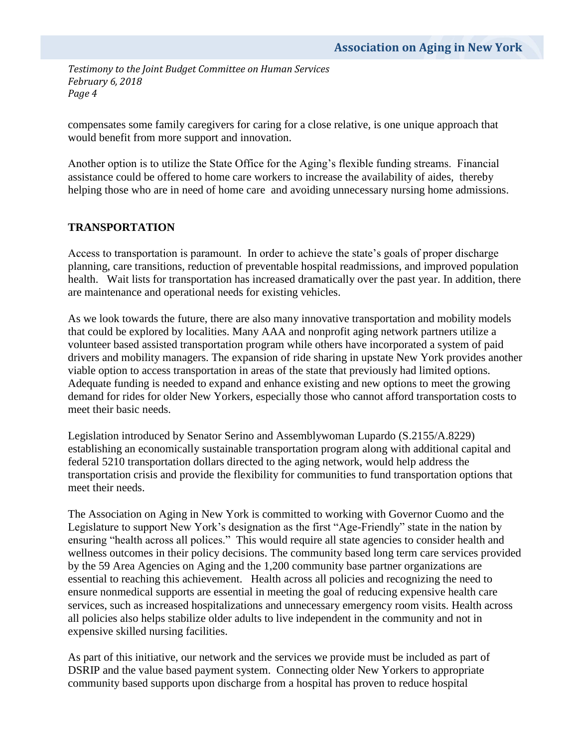compensates some family caregivers for caring for a close relative, is one unique approach that would benefit from more support and innovation.

Another option is to utilize the State Office for the Aging's flexible funding streams. Financial assistance could be offered to home care workers to increase the availability of aides, thereby helping those who are in need of home care and avoiding unnecessary nursing home admissions.

## TRANSPORTATION

Access to transportation is paramount. In order to achieve the state's goals of proper discharge planning, care transitions, reduction of preventable hospital readmissions, and improved population health. Wait lists for transportation has increased dramatically over the past year. In addition, there are maintenance and operational needs for existing vehicles.

As we look towards the future, there are also many innovative transportation and mobility models that could be explored by localities. Many AAA and nonprofit aging network partners utilize a volunteer based assisted transportation program while others have incorporated a system of paid drivers and mobility managers. The expansion of ride sharing in upstate New York provides another viable option to access transportation in areas of the state that previously had limited options. Adequate funding is needed to expand and enhance existing and new options to meet the growing demand for rides for older New Yorkers, especially those who cannot afford transportation costs to meet their basic needs.

Legislation introduced by Senator Serino and Assemblywoman Lupardo (S.2155/A.8229) establishing an economically sustainable transportation program along with additional capital and federal 5210 transportation dollars directed to the aging network, would help address the transportation crisis and provide the flexibility for communities to fund transportation options that meet their needs.

The Association on Aging in New York is committed to working with Governor Cuomo and the Legislature to support New York's designation as the first "Age-Friendly" state in the nation by ensuring "health across all polices." This would require all state agencies to consider health and wellness outcomes in their policy decisions. The community based long term care services provided by the 59 Area Agencies on Aging and the 1,200 community base partner organizations are essential to reaching this achievement. Health across all policies and recognizing the need to ensure nonmedical supports are essential in meeting the goal of reducing expensive health care services, such as increased hospitalizations and unnecessary emergency room visits. Health across all policies also helps stabilize older adults to live independent in the community and not in expensive skilled nursing facilities.

As part of this initiative, our network and the services we provide must be included as part of DSRIP and the value based payment system. Connecting older New Yorkers to appropriate community based supports upon discharge from a hospital has proven to reduce hospital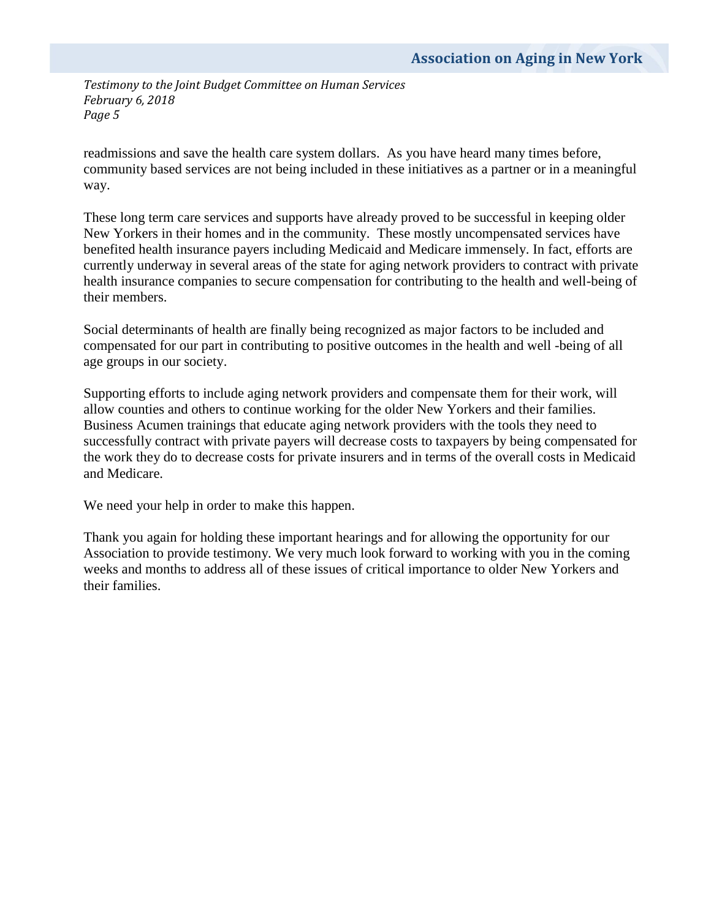readmissions and save the health care system dollars. As you have heard many times before, community based services are not being included in these initiatives as a partner or in a meaningful way.

These long term care services and supports have already proved to be successful in keeping older New Yorkers in their homes and in the community. These mostly uncompensated services have benefited health insurance payers including Medicaid and Medicare immensely. In fact, efforts are currently underway in several areas of the state for aging network providers to contract with private health insurance companies to secure compensation for contributing to the health and well-being of their members.

Social determinants of health are finally being recognized as major factors to be included and compensated for our part in contributing to positive outcomes in the health and well -being of all age groups in our society.

Supporting efforts to include aging network providers and compensate them for their work, will allow counties and others to continue working for the older New Yorkers and their families. Business Acumen trainings that educate aging network providers with the tools they need to successfully contract with private payers will decrease costs to taxpayers by being compensated for the work they do to decrease costs for private insurers and in terms of the overall costs in Medicaid and Medicare.

We need your help in order to make this happen.

Thank you again for holding these important hearings and for allowing the opportunity for our Association to provide testimony. We very much look forward to working with you in the coming weeks and months to address all of these issues of critical importance to older New Yorkers and their families.